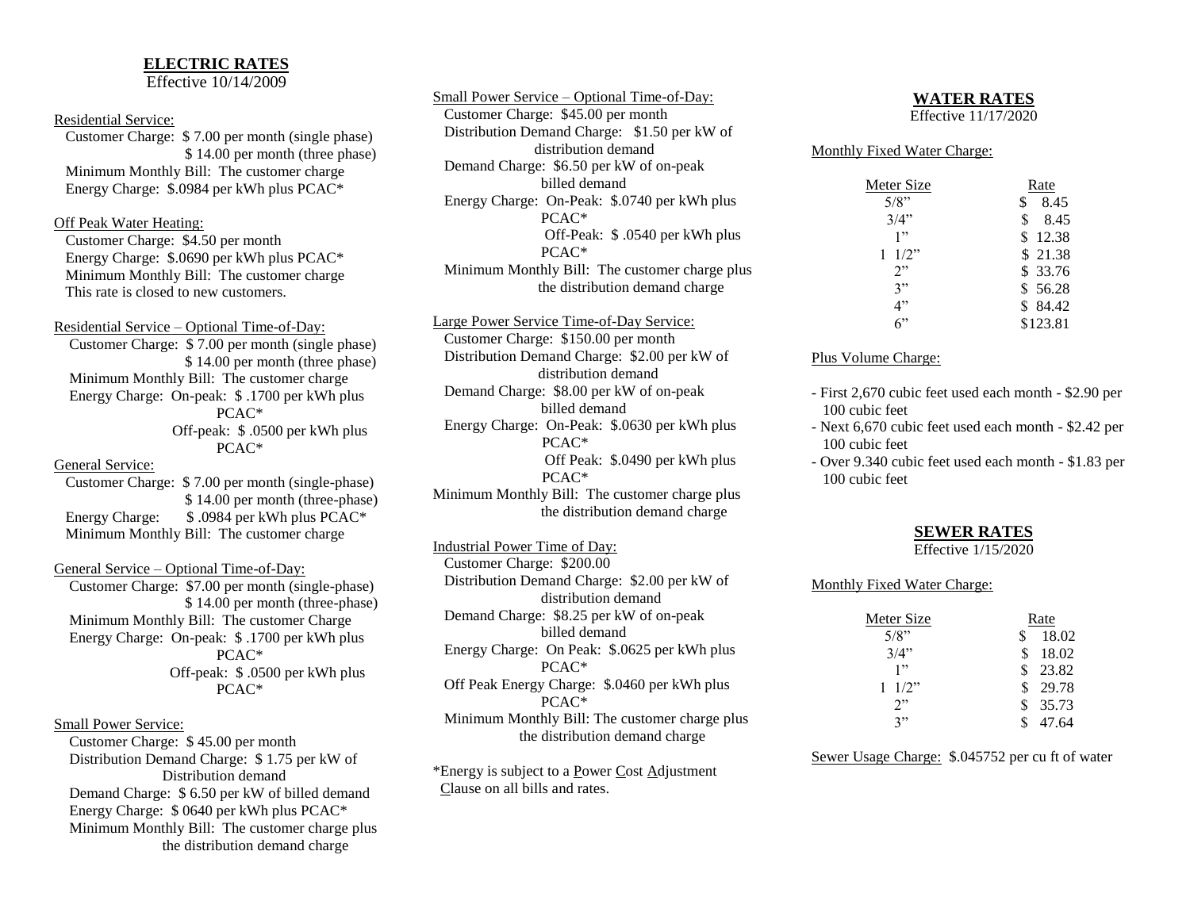## ELECTRIC RATES
Effective 10/14/2009

Residential Service:
Customer Charge: $ 7.00 per month (single phase)
$ 14.00 per month (three phase)
Minimum Monthly Bill: The customer charge
Energy Charge: $.0984 per kWh plus PCAC*

Off Peak Water Heating:
Customer Charge: $4.50 per month
Energy Charge: $.0690 per kWh plus PCAC*
Minimum Monthly Bill: The customer charge
This rate is closed to new customers.

Residential Service – Optional Time-of-Day:
Customer Charge: $ 7.00 per month (single phase)
$ 14.00 per month (three phase)
Minimum Monthly Bill: The customer charge
Energy Charge: On-peak: $ .1700 per kWh plus PCAC*
Off-peak: $ .0500 per kWh plus PCAC*

General Service:
Customer Charge: $ 7.00 per month (single-phase)
$ 14.00 per month (three-phase)
Energy Charge: $ .0984 per kWh plus PCAC*
Minimum Monthly Bill: The customer charge

General Service – Optional Time-of-Day:
Customer Charge: $7.00 per month (single-phase)
$ 14.00 per month (three-phase)
Minimum Monthly Bill: The customer Charge
Energy Charge: On-peak: $ .1700 per kWh plus PCAC*
Off-peak: $ .0500 per kWh plus PCAC*

Small Power Service:
Customer Charge: $ 45.00 per month
Distribution Demand Charge: $ 1.75 per kW of Distribution demand
Demand Charge: $ 6.50 per kW of billed demand
Energy Charge: $ 0640 per kWh plus PCAC*
Minimum Monthly Bill: The customer charge plus the distribution demand charge

Small Power Service – Optional Time-of-Day:
Customer Charge: $45.00 per month
Distribution Demand Charge: $1.50 per kW of distribution demand
Demand Charge: $6.50 per kW of on-peak billed demand
Energy Charge: On-Peak: $.0740 per kWh plus PCAC*
Off-Peak: $ .0540 per kWh plus PCAC*
Minimum Monthly Bill: The customer charge plus the distribution demand charge

Large Power Service Time-of-Day Service:
Customer Charge: $150.00 per month
Distribution Demand Charge: $2.00 per kW of distribution demand
Demand Charge: $8.00 per kW of on-peak billed demand
Energy Charge: On-Peak: $.0630 per kWh plus PCAC*
Off Peak: $.0490 per kWh plus PCAC*
Minimum Monthly Bill: The customer charge plus the distribution demand charge

Industrial Power Time of Day:
Customer Charge: $200.00
Distribution Demand Charge: $2.00 per kW of distribution demand
Demand Charge: $8.25 per kW of on-peak billed demand
Energy Charge: On Peak: $.0625 per kWh plus PCAC*
Off Peak Energy Charge: $.0460 per kWh plus PCAC*
Minimum Monthly Bill: The customer charge plus the distribution demand charge

*Energy is subject to a Power Cost Adjustment Clause on all bills and rates.

## WATER RATES
Effective 11/17/2020

Monthly Fixed Water Charge:

| Meter Size | Rate |
|---|---|
| 5/8" | $ 8.45 |
| 3/4" | $ 8.45 |
| 1" | $ 12.38 |
| 1 1/2" | $ 21.38 |
| 2" | $ 33.76 |
| 3" | $ 56.28 |
| 4" | $ 84.42 |
| 6" | $123.81 |

Plus Volume Charge:

- First 2,670 cubic feet used each month - $2.90 per 100 cubic feet
- Next 6,670 cubic feet used each month - $2.42 per 100 cubic feet
- Over 9.340 cubic feet used each month - $1.83 per 100 cubic feet

## SEWER RATES
Effective 1/15/2020

Monthly Fixed Water Charge:

| Meter Size | Rate |
|---|---|
| 5/8" | $ 18.02 |
| 3/4" | $ 18.02 |
| 1" | $ 23.82 |
| 1 1/2" | $ 29.78 |
| 2" | $ 35.73 |
| 3" | $ 47.64 |

Sewer Usage Charge: $.045752 per cu ft of water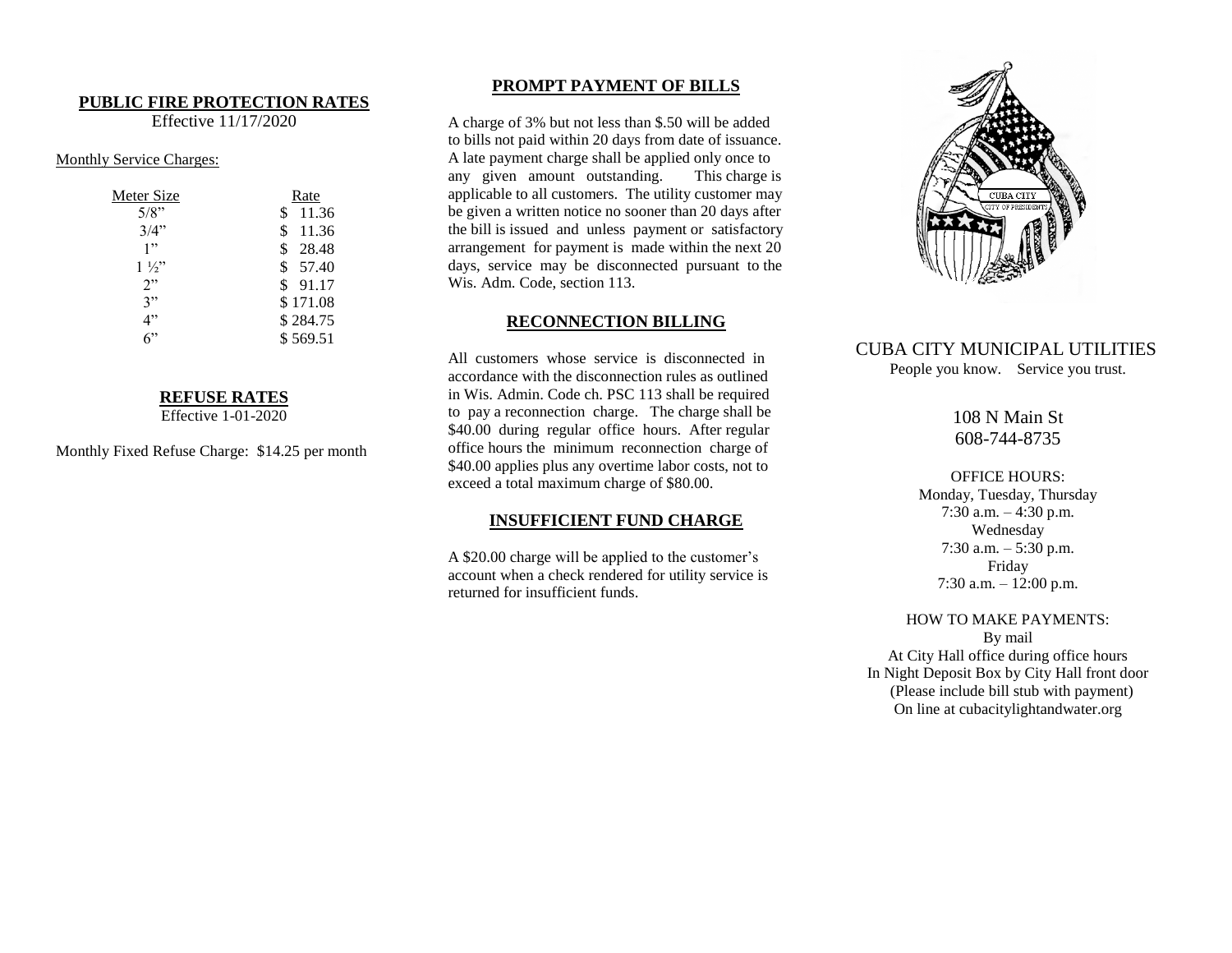## PUBLIC FIRE PROTECTION RATES

Effective 11/17/2020

Monthly Service Charges:

| Meter Size | Rate |
|---|---|
| 5/8" | $ 11.36 |
| 3/4" | $ 11.36 |
| 1" | $ 28.48 |
| 1 ½" | $ 57.40 |
| 2" | $ 91.17 |
| 3" | $ 171.08 |
| 4" | $ 284.75 |
| 6" | $ 569.51 |

## REFUSE RATES

Effective 1-01-2020

Monthly Fixed Refuse Charge: $14.25 per month

## PROMPT PAYMENT OF BILLS

A charge of 3% but not less than $.50 will be added to bills not paid within 20 days from date of issuance. A late payment charge shall be applied only once to any given amount outstanding. This charge is applicable to all customers. The utility customer may be given a written notice no sooner than 20 days after the bill is issued and unless payment or satisfactory arrangement for payment is made within the next 20 days, service may be disconnected pursuant to the Wis. Adm. Code, section 113.

## RECONNECTION BILLING

All customers whose service is disconnected in accordance with the disconnection rules as outlined in Wis. Admin. Code ch. PSC 113 shall be required to pay a reconnection charge. The charge shall be $40.00 during regular office hours. After regular office hours the minimum reconnection charge of $40.00 applies plus any overtime labor costs, not to exceed a total maximum charge of $80.00.

## INSUFFICIENT FUND CHARGE

A $20.00 charge will be applied to the customer's account when a check rendered for utility service is returned for insufficient funds.

CUBA CITY
CITY OF PRESIDENTS

# CUBA CITY MUNICIPAL UTILITIES

People you know. Service you trust.

108 N Main St
608-744-8735

OFFICE HOURS:
Monday, Tuesday, Thursday
7:30 a.m. – 4:30 p.m.
Wednesday
7:30 a.m. – 5:30 p.m.
Friday
7:30 a.m. – 12:00 p.m.

HOW TO MAKE PAYMENTS:
By mail
At City Hall office during office hours
In Night Deposit Box by City Hall front door
(Please include bill stub with payment)
On line at cubacitylightandwater.org